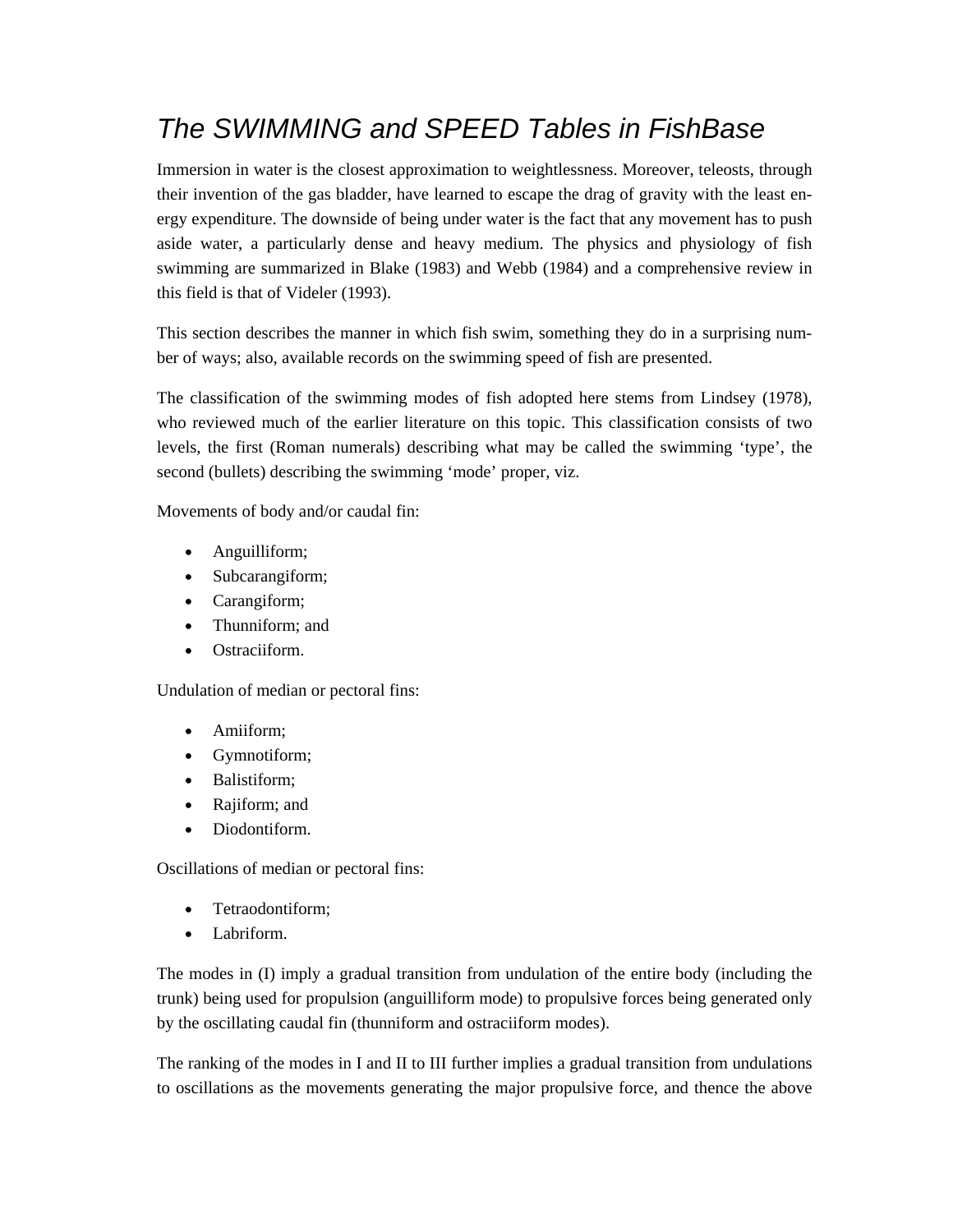# *The SWIMMING and SPEED Tables in FishBase*

Immersion in water is the closest approximation to weightlessness. Moreover, teleosts, through their invention of the gas bladder, have learned to escape the drag of gravity with the least energy expenditure. The downside of being under water is the fact that any movement has to push aside water, a particularly dense and heavy medium. The physics and physiology of fish swimming are summarized in Blake (1983) and Webb (1984) and a comprehensive review in this field is that of Videler (1993).

This section describes the manner in which fish swim, something they do in a surprising number of ways; also, available records on the swimming speed of fish are presented.

The classification of the swimming modes of fish adopted here stems from Lindsey (1978), who reviewed much of the earlier literature on this topic. This classification consists of two levels, the first (Roman numerals) describing what may be called the swimming 'type', the second (bullets) describing the swimming 'mode' proper, viz.

Movements of body and/or caudal fin:

- Anguilliform;
- Subcarangiform;
- Carangiform;
- Thunniform; and
- Ostraciiform.

Undulation of median or pectoral fins:

- Amiiform;
- Gymnotiform;
- Balistiform;
- Rajiform; and
- Diodontiform.

Oscillations of median or pectoral fins:

- Tetraodontiform;
- Labriform.

The modes in (I) imply a gradual transition from undulation of the entire body (including the trunk) being used for propulsion (anguilliform mode) to propulsive forces being generated only by the oscillating caudal fin (thunniform and ostraciiform modes).

The ranking of the modes in I and II to III further implies a gradual transition from undulations to oscillations as the movements generating the major propulsive force, and thence the above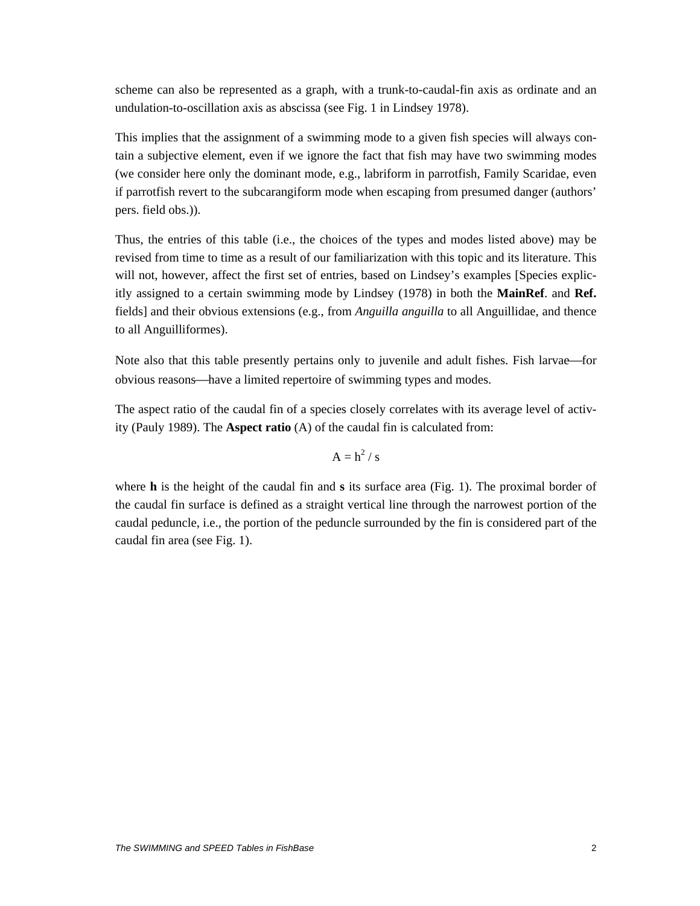scheme can also be represented as a graph, with a trunk-to-caudal-fin axis as ordinate and an undulation-to-oscillation axis as abscissa (see Fig. 1 in Lindsey 1978).

This implies that the assignment of a swimming mode to a given fish species will always contain a subjective element, even if we ignore the fact that fish may have two swimming modes (we consider here only the dominant mode, e.g., labriform in parrotfish, Family Scaridae, even if parrotfish revert to the subcarangiform mode when escaping from presumed danger (authors' pers. field obs.)).

Thus, the entries of this table (i.e., the choices of the types and modes listed above) may be revised from time to time as a result of our familiarization with this topic and its literature. This will not, however, affect the first set of entries, based on Lindsey's examples [Species explicitly assigned to a certain swimming mode by Lindsey (1978) in both the **MainRef**. and **Ref.** fields] and their obvious extensions (e.g., from *Anguilla anguilla* to all Anguillidae, and thence to all Anguilliformes).

Note also that this table presently pertains only to juvenile and adult fishes. Fish larvae—for obvious reasons—have a limited repertoire of swimming types and modes.

The aspect ratio of the caudal fin of a species closely correlates with its average level of activity (Pauly 1989). The **Aspect ratio** (A) of the caudal fin is calculated from:

$$A = h^2 / s$$

where **h** is the height of the caudal fin and **s** its surface area (Fig. 1). The proximal border of the caudal fin surface is defined as a straight vertical line through the narrowest portion of the caudal peduncle, i.e., the portion of the peduncle surrounded by the fin is considered part of the caudal fin area (see Fig. 1).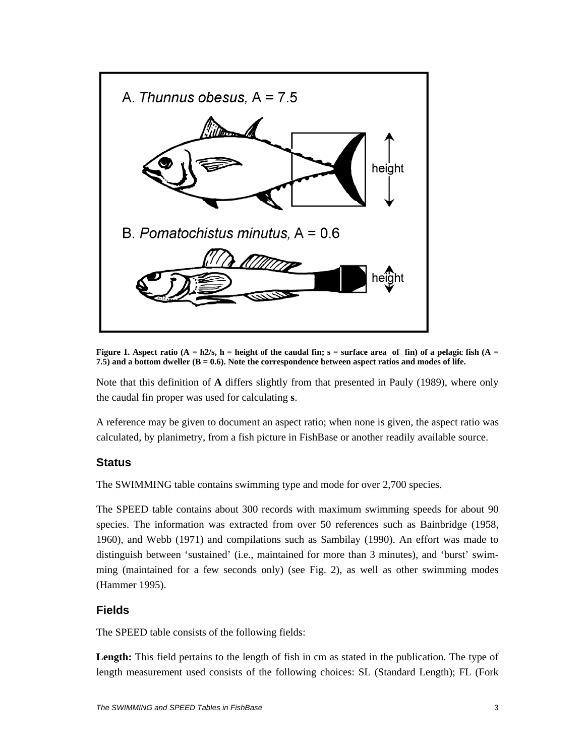**Figure 1. Aspect ratio ($A = h2/s$, h = height of the caudal fin; s = surface area of fin) of a pelagic fish ($A = 7.5$) and a bottom dweller ($B = 0.6$). Note the correspondence between aspect ratios and modes of life.**

Note that this definition of **A** differs slightly from that presented in Pauly (1989), where only the caudal fin proper was used for calculating **s**.

A reference may be given to document an aspect ratio; when none is given, the aspect ratio was calculated, by planimetry, from a fish picture in FishBase or another readily available source.

### Status

The SWIMMING table contains swimming type and mode for over 2,700 species.

The SPEED table contains about 300 records with maximum swimming speeds for about 90 species. The information was extracted from over 50 references such as Bainbridge (1958, 1960), and Webb (1971) and compilations such as Sambilay (1990). An effort was made to distinguish between 'sustained' (i.e., maintained for more than 3 minutes), and 'burst' swimming (maintained for a few seconds only) (see Fig. 2), as well as other swimming modes (Hammer 1995).

### Fields

The SPEED table consists of the following fields:

**Length:** This field pertains to the length of fish in cm as stated in the publication. The type of length measurement used consists of the following choices: SL (Standard Length); FL (Fork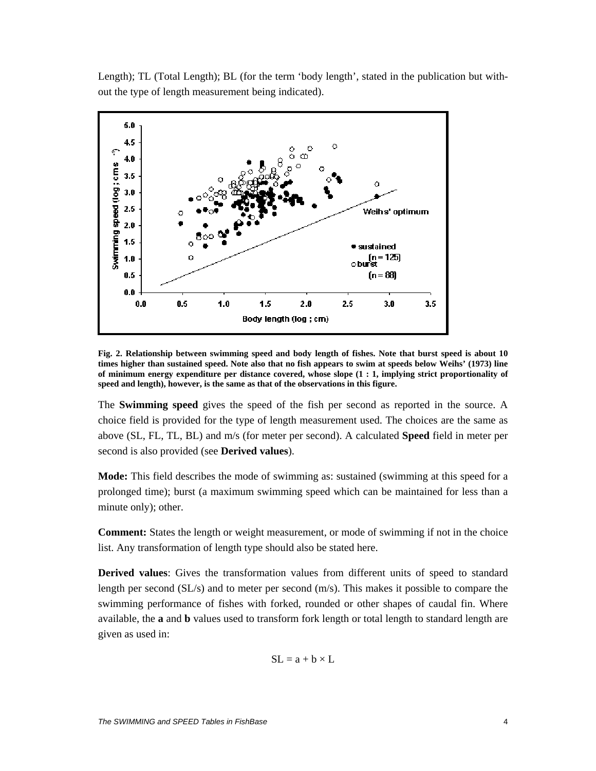Length); TL (Total Length); BL (for the term 'body length', stated in the publication but without the type of length measurement being indicated).

**Fig. 2. Relationship between swimming speed and body length of fishes. Note that burst speed is about 10 times higher than sustained speed. Note also that no fish appears to swim at speeds below Weihs' (1973) line of minimum energy expenditure per distance covered, whose slope (1 : 1, implying strict proportionality of speed and length), however, is the same as that of the observations in this figure.**

The **Swimming speed** gives the speed of the fish per second as reported in the source. A choice field is provided for the type of length measurement used. The choices are the same as above (SL, FL, TL, BL) and m/s (for meter per second). A calculated **Speed** field in meter per second is also provided (see **Derived values**).

**Mode:** This field describes the mode of swimming as: sustained (swimming at this speed for a prolonged time); burst (a maximum swimming speed which can be maintained for less than a minute only); other.

**Comment:** States the length or weight measurement, or mode of swimming if not in the choice list. Any transformation of length type should also be stated here.

**Derived values**: Gives the transformation values from different units of speed to standard length per second (SL/s) and to meter per second (m/s). This makes it possible to compare the swimming performance of fishes with forked, rounded or other shapes of caudal fin. Where available, the **a** and **b** values used to transform fork length or total length to standard length are given as used in:

$$SL = a + b \times L$$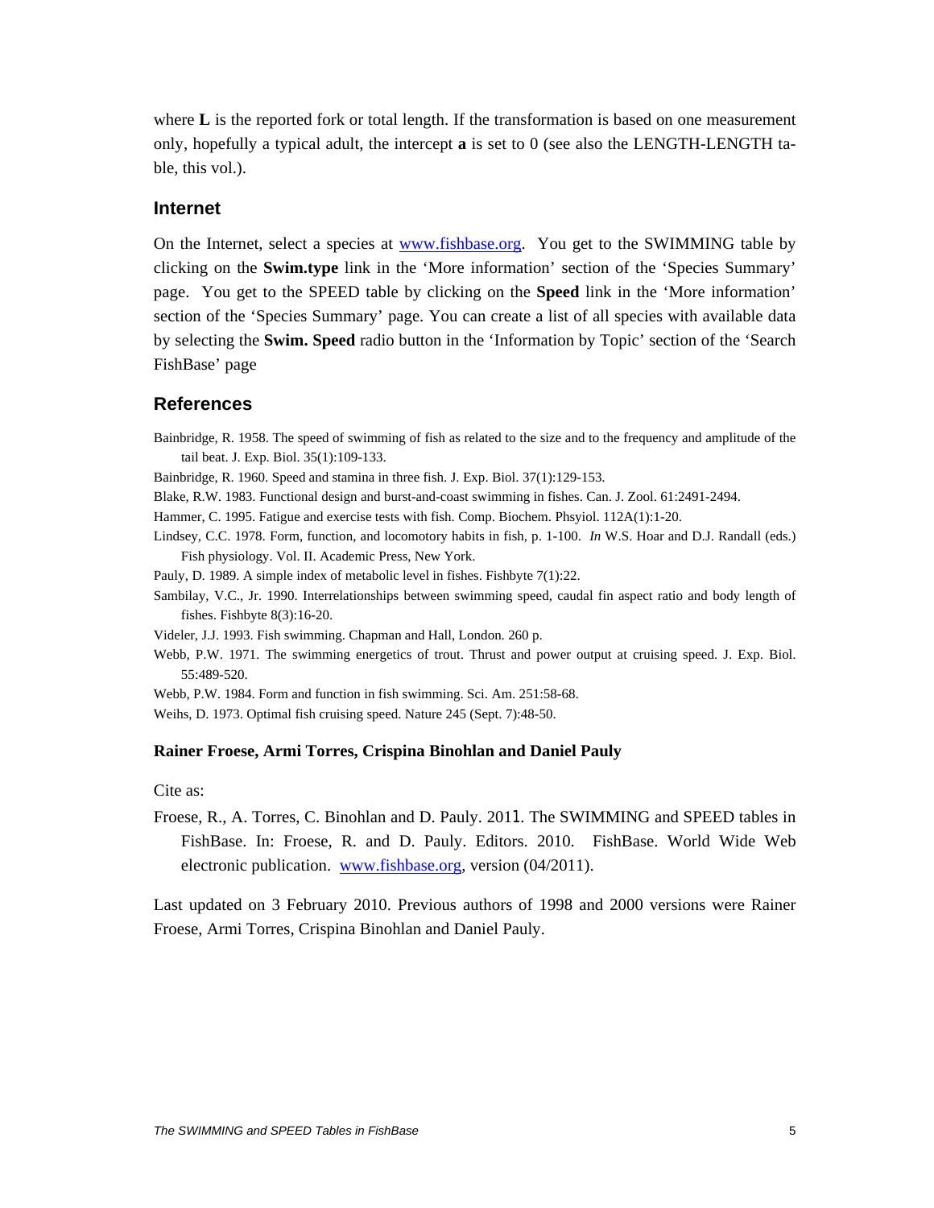where **L** is the reported fork or total length. If the transformation is based on one measurement only, hopefully a typical adult, the intercept **a** is set to 0 (see also the LENGTH-LENGTH table, this vol.).

## Internet

On the Internet, select a species at www.fishbase.org. You get to the SWIMMING table by clicking on the **Swim.type** link in the 'More information' section of the 'Species Summary' page. You get to the SPEED table by clicking on the **Speed** link in the 'More information' section of the 'Species Summary' page. You can create a list of all species with available data by selecting the **Swim. Speed** radio button in the 'Information by Topic' section of the 'Search FishBase' page

## References

Bainbridge, R. 1958. The speed of swimming of fish as related to the size and to the frequency and amplitude of the tail beat. J. Exp. Biol. 35(1):109-133.

Bainbridge, R. 1960. Speed and stamina in three fish. J. Exp. Biol. 37(1):129-153.

Blake, R.W. 1983. Functional design and burst-and-coast swimming in fishes. Can. J. Zool. 61:2491-2494.

Hammer, C. 1995. Fatigue and exercise tests with fish. Comp. Biochem. Phsyiol. 112A(1):1-20.

Lindsey, C.C. 1978. Form, function, and locomotory habits in fish, p. 1-100. *In* W.S. Hoar and D.J. Randall (eds.) Fish physiology. Vol. II. Academic Press, New York.

Pauly, D. 1989. A simple index of metabolic level in fishes. Fishbyte 7(1):22.

Sambilay, V.C., Jr. 1990. Interrelationships between swimming speed, caudal fin aspect ratio and body length of fishes. Fishbyte 8(3):16-20.

Videler, J.J. 1993. Fish swimming. Chapman and Hall, London. 260 p.

Webb, P.W. 1971. The swimming energetics of trout. Thrust and power output at cruising speed. J. Exp. Biol. 55:489-520.

Webb, P.W. 1984. Form and function in fish swimming. Sci. Am. 251:58-68.

Weihs, D. 1973. Optimal fish cruising speed. Nature 245 (Sept. 7):48-50.

**Rainer Froese, Armi Torres, Crispina Binohlan and Daniel Pauly**

Cite as:

Froese, R., A. Torres, C. Binohlan and D. Pauly. 2011. The SWIMMING and SPEED tables in FishBase. In: Froese, R. and D. Pauly. Editors. 2010. FishBase. World Wide Web electronic publication. www.fishbase.org, version (04/2011).

Last updated on 3 February 2010. Previous authors of 1998 and 2000 versions were Rainer Froese, Armi Torres, Crispina Binohlan and Daniel Pauly.